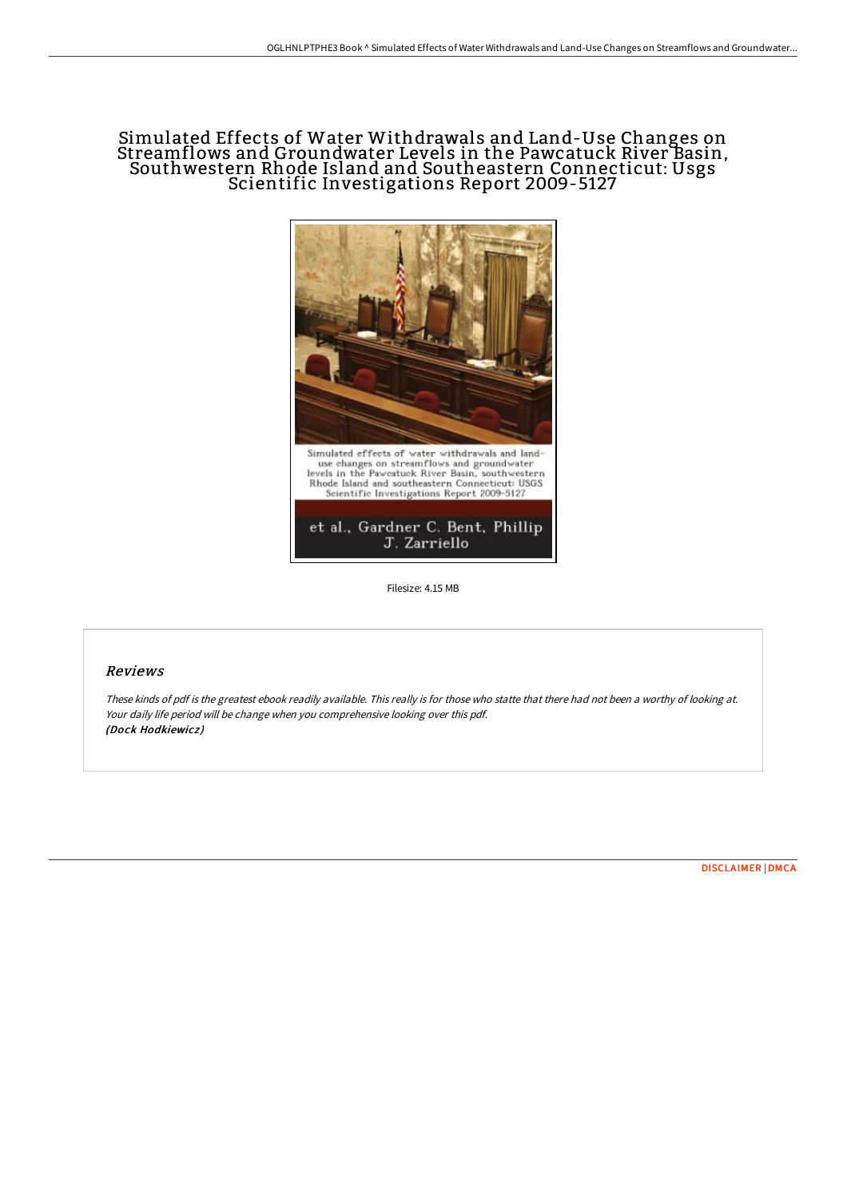# Simulated Effects of Water Withdrawals and Land-Use Changes on Streamflows and Groundwater Levels in the Pawcatuck River Basin, Southwestern Rhode Island and Southeastern Connecticut: Usgs Scientific Investigations Report 2009-5127

Filesize: 4.15 MB

## Reviews

*These kinds of pdf is the greatest ebook readily available. This really is for those who statte that there had not been a worthy of looking at. Your daily life period will be change when you comprehensive looking over this pdf.*
***(Dock Hodkiewicz)***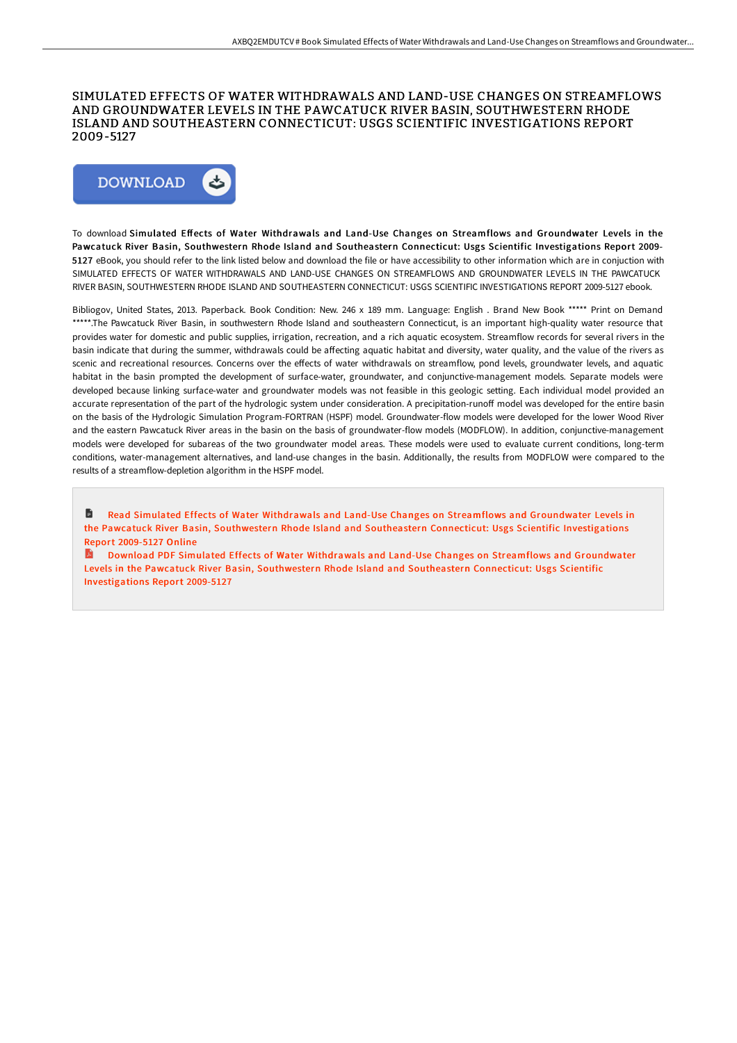# SIMULATED EFFECTS OF WATER WITHDRAWALS AND LAND-USE CHANGES ON STREAMFLOWS AND GROUNDWATER LEVELS IN THE PAWCATUCK RIVER BASIN, SOUTHWESTERN RHODE ISLAND AND SOUTHEASTERN CONNECTICUT: USGS SCIENTIFIC INVESTIGATIONS REPORT 2009-5127

DOWNLOAD

To download **Simulated Effects of Water Withdrawals and Land-Use Changes on Streamflows and Groundwater Levels in the Pawcatuck River Basin, Southwestern Rhode Island and Southeastern Connecticut: Usgs Scientific Investigations Report 2009-5127** eBook, you should refer to the link listed below and download the file or have accessibility to other information which are in conjuction with SIMULATED EFFECTS OF WATER WITHDRAWALS AND LAND-USE CHANGES ON STREAMFLOWS AND GROUNDWATER LEVELS IN THE PAWCATUCK RIVER BASIN, SOUTHWESTERN RHODE ISLAND AND SOUTHEASTERN CONNECTICUT: USGS SCIENTIFIC INVESTIGATIONS REPORT 2009-5127 ebook.

Bibliogov, United States, 2013. Paperback. Book Condition: New. 246 x 189 mm. Language: English . Brand New Book ***** Print on Demand *****.The Pawcatuck River Basin, in southwestern Rhode Island and southeastern Connecticut, is an important high-quality water resource that provides water for domestic and public supplies, irrigation, recreation, and a rich aquatic ecosystem. Streamflow records for several rivers in the basin indicate that during the summer, withdrawals could be affecting aquatic habitat and diversity, water quality, and the value of the rivers as scenic and recreational resources. Concerns over the effects of water withdrawals on streamflow, pond levels, groundwater levels, and aquatic habitat in the basin prompted the development of surface-water, groundwater, and conjunctive-management models. Separate models were developed because linking surface-water and groundwater models was not feasible in this geologic setting. Each individual model provided an accurate representation of the part of the hydrologic system under consideration. A precipitation-runoff model was developed for the entire basin on the basis of the Hydrologic Simulation Program-FORTRAN (HSPF) model. Groundwater-flow models were developed for the lower Wood River and the eastern Pawcatuck River areas in the basin on the basis of groundwater-flow models (MODFLOW). In addition, conjunctive-management models were developed for subareas of the two groundwater model areas. These models were used to evaluate current conditions, long-term conditions, water-management alternatives, and land-use changes in the basin. Additionally, the results from MODFLOW were compared to the results of a streamflow-depletion algorithm in the HSPF model.

Read Simulated Effects of Water Withdrawals and Land-Use Changes on Streamflows and Groundwater Levels in the Pawcatuck River Basin, Southwestern Rhode Island and Southeastern Connecticut: Usgs Scientific Investigations Report 2009-5127 Online

Download PDF Simulated Effects of Water Withdrawals and Land-Use Changes on Streamflows and Groundwater Levels in the Pawcatuck River Basin, Southwestern Rhode Island and Southeastern Connecticut: Usgs Scientific Investigations Report 2009-5127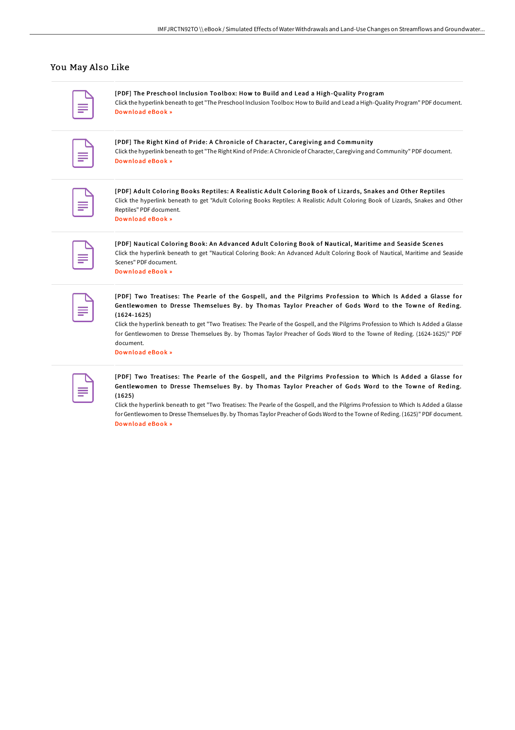## You May Also Like

**[PDF] The Preschool Inclusion Toolbox: How to Build and Lead a High-Quality Program**

Click the hyperlink beneath to get "The Preschool Inclusion Toolbox: How to Build and Lead a High-Quality Program" PDF document.

Download eBook »

**[PDF] The Right Kind of Pride: A Chronicle of Character, Caregiving and Community**

Click the hyperlink beneath to get "The Right Kind of Pride: A Chronicle of Character, Caregiving and Community" PDF document.

Download eBook »

**[PDF] Adult Coloring Books Reptiles: A Realistic Adult Coloring Book of Lizards, Snakes and Other Reptiles**

Click the hyperlink beneath to get "Adult Coloring Books Reptiles: A Realistic Adult Coloring Book of Lizards, Snakes and Other Reptiles" PDF document.

Download eBook »

**[PDF] Nautical Coloring Book: An Advanced Adult Coloring Book of Nautical, Maritime and Seaside Scenes**

Click the hyperlink beneath to get "Nautical Coloring Book: An Advanced Adult Coloring Book of Nautical, Maritime and Seaside Scenes" PDF document.

Download eBook »

**[PDF] Two Treatises: The Pearle of the Gospell, and the Pilgrims Profession to Which Is Added a Glasse for Gentlewomen to Dresse Themselues By. by Thomas Taylor Preacher of Gods Word to the Towne of Reding. (1624-1625)**

Click the hyperlink beneath to get "Two Treatises: The Pearle of the Gospell, and the Pilgrims Profession to Which Is Added a Glasse for Gentlewomen to Dresse Themselues By. by Thomas Taylor Preacher of Gods Word to the Towne of Reding. (1624-1625)" PDF document.

Download eBook »

**[PDF] Two Treatises: The Pearle of the Gospell, and the Pilgrims Profession to Which Is Added a Glasse for Gentlewomen to Dresse Themselues By. by Thomas Taylor Preacher of Gods Word to the Towne of Reding. (1625)**

Click the hyperlink beneath to get "Two Treatises: The Pearle of the Gospell, and the Pilgrims Profession to Which Is Added a Glasse for Gentlewomen to Dresse Themselues By. by Thomas Taylor Preacher of Gods Word to the Towne of Reding. (1625)" PDF document.

Download eBook »